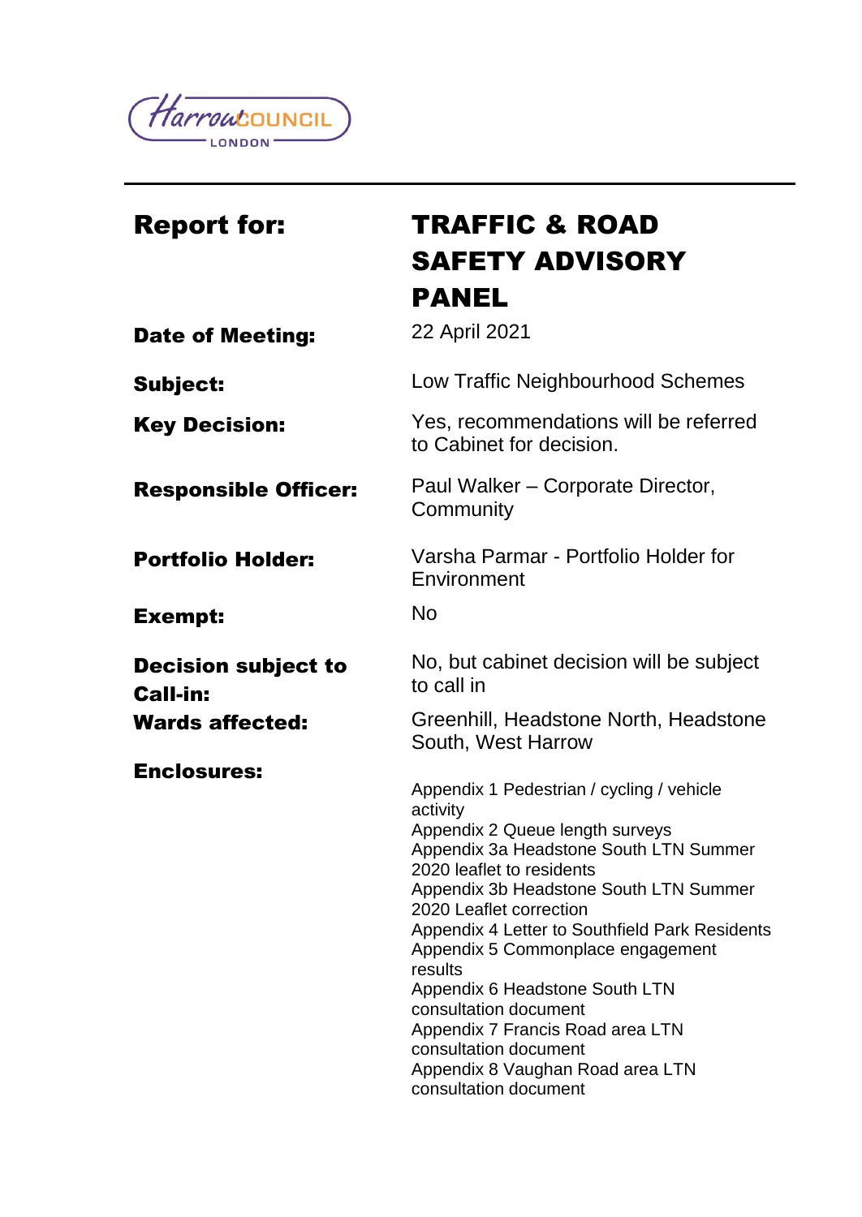HarrowCOUNCIL LONDON

| | |
|---|---|
| **Report for:** | **TRAFFIC & ROAD SAFETY ADVISORY PANEL** |
| **Date of Meeting:** | 22 April 2021 |
| **Subject:** | Low Traffic Neighbourhood Schemes |
| **Key Decision:** | Yes, recommendations will be referred to Cabinet for decision. |
| **Responsible Officer:** | Paul Walker – Corporate Director, Community |
| **Portfolio Holder:** | Varsha Parmar - Portfolio Holder for Environment |
| **Exempt:** | No |
| **Decision subject to Call-in:** | No, but cabinet decision will be subject to call in |
| **Wards affected:** | Greenhill, Headstone North, Headstone South, West Harrow |
| **Enclosures:** | Appendix 1 Pedestrian / cycling / vehicle activity<br>Appendix 2 Queue length surveys<br>Appendix 3a Headstone South LTN Summer 2020 leaflet to residents<br>Appendix 3b Headstone South LTN Summer 2020 Leaflet correction<br>Appendix 4 Letter to Southfield Park Residents<br>Appendix 5 Commonplace engagement results<br>Appendix 6 Headstone South LTN consultation document<br>Appendix 7 Francis Road area LTN consultation document<br>Appendix 8 Vaughan Road area LTN consultation document |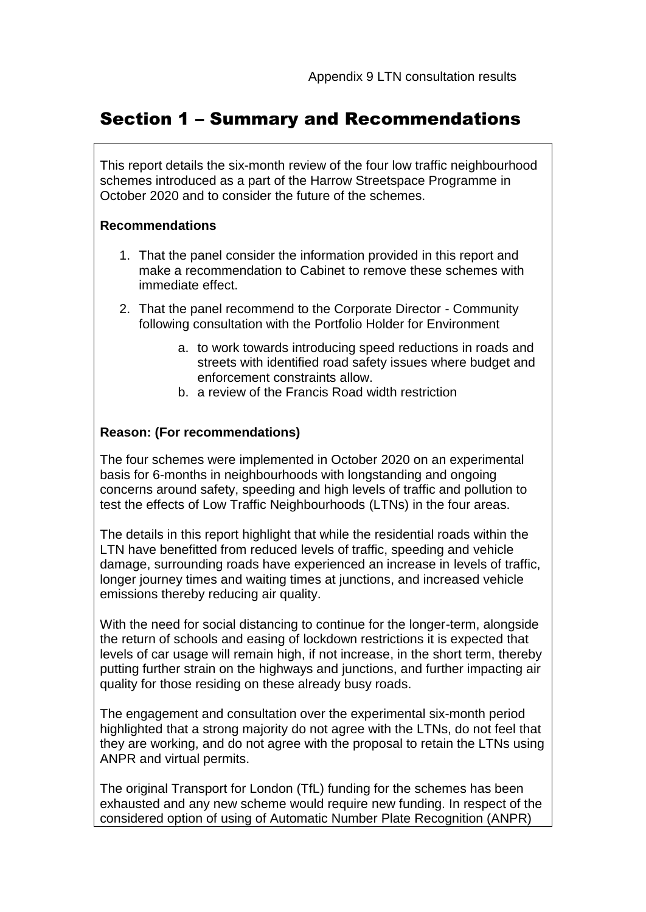Appendix 9 LTN consultation results

# Section 1 – Summary and Recommendations

This report details the six-month review of the four low traffic neighbourhood schemes introduced as a part of the Harrow Streetspace Programme in October 2020 and to consider the future of the schemes.

**Recommendations**

1. That the panel consider the information provided in this report and make a recommendation to Cabinet to remove these schemes with immediate effect.
2. That the panel recommend to the Corporate Director - Community following consultation with the Portfolio Holder for Environment
    a. to work towards introducing speed reductions in roads and streets with identified road safety issues where budget and enforcement constraints allow.
    b. a review of the Francis Road width restriction

**Reason: (For recommendations)**

The four schemes were implemented in October 2020 on an experimental basis for 6-months in neighbourhoods with longstanding and ongoing concerns around safety, speeding and high levels of traffic and pollution to test the effects of Low Traffic Neighbourhoods (LTNs) in the four areas.

The details in this report highlight that while the residential roads within the LTN have benefitted from reduced levels of traffic, speeding and vehicle damage, surrounding roads have experienced an increase in levels of traffic, longer journey times and waiting times at junctions, and increased vehicle emissions thereby reducing air quality.

With the need for social distancing to continue for the longer-term, alongside the return of schools and easing of lockdown restrictions it is expected that levels of car usage will remain high, if not increase, in the short term, thereby putting further strain on the highways and junctions, and further impacting air quality for those residing on these already busy roads.

The engagement and consultation over the experimental six-month period highlighted that a strong majority do not agree with the LTNs, do not feel that they are working, and do not agree with the proposal to retain the LTNs using ANPR and virtual permits.

The original Transport for London (TfL) funding for the schemes has been exhausted and any new scheme would require new funding. In respect of the considered option of using of Automatic Number Plate Recognition (ANPR)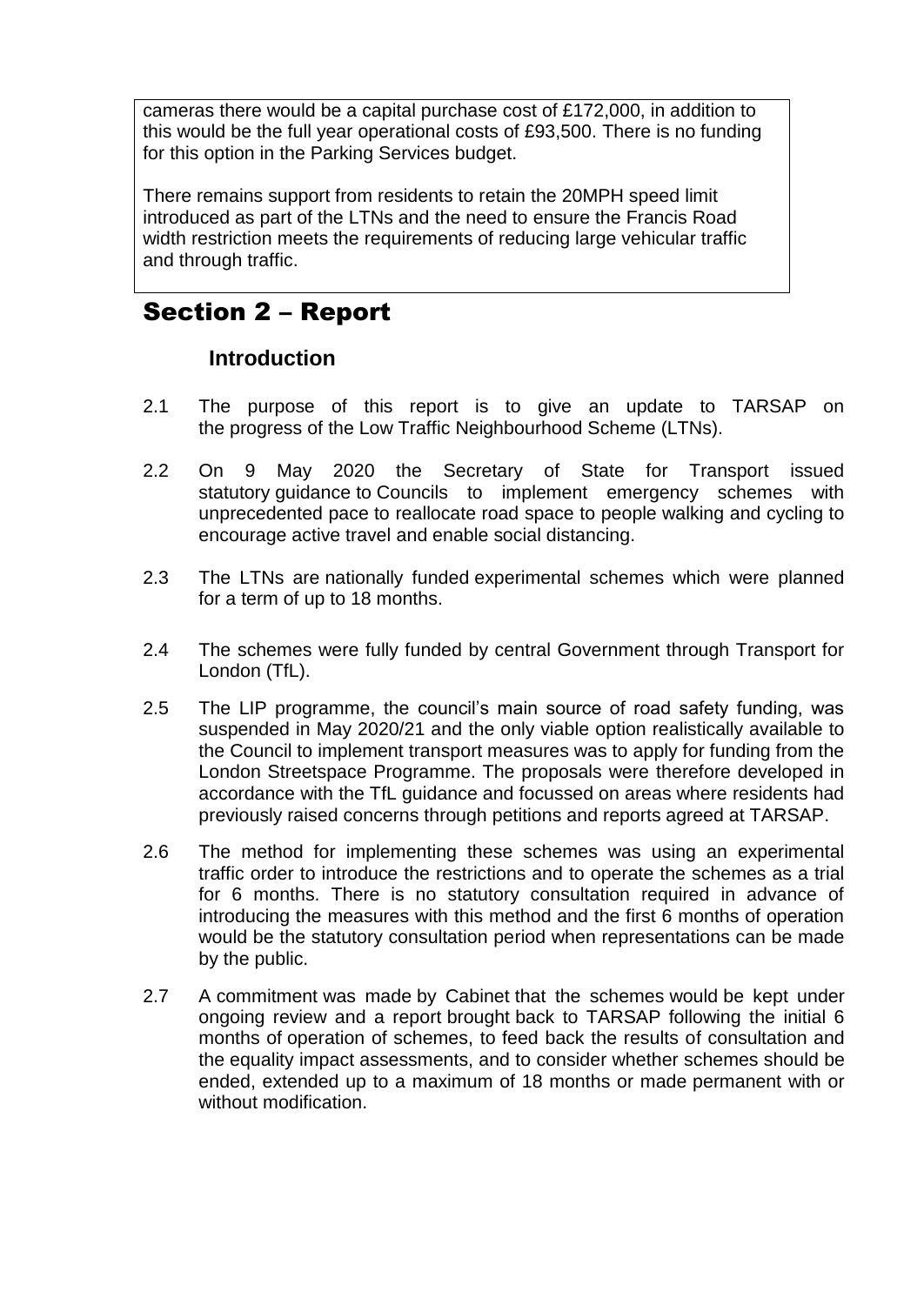cameras there would be a capital purchase cost of £172,000, in addition to this would be the full year operational costs of £93,500. There is no funding for this option in the Parking Services budget.

There remains support from residents to retain the 20MPH speed limit introduced as part of the LTNs and the need to ensure the Francis Road width restriction meets the requirements of reducing large vehicular traffic and through traffic.

# Section 2 – Report

## Introduction

2.1 The purpose of this report is to give an update to TARSAP on the progress of the Low Traffic Neighbourhood Scheme (LTNs).

2.2 On 9 May 2020 the Secretary of State for Transport issued statutory guidance to Councils to implement emergency schemes with unprecedented pace to reallocate road space to people walking and cycling to encourage active travel and enable social distancing.

2.3 The LTNs are nationally funded experimental schemes which were planned for a term of up to 18 months.

2.4 The schemes were fully funded by central Government through Transport for London (TfL).

2.5 The LIP programme, the council's main source of road safety funding, was suspended in May 2020/21 and the only viable option realistically available to the Council to implement transport measures was to apply for funding from the London Streetspace Programme. The proposals were therefore developed in accordance with the TfL guidance and focussed on areas where residents had previously raised concerns through petitions and reports agreed at TARSAP.

2.6 The method for implementing these schemes was using an experimental traffic order to introduce the restrictions and to operate the schemes as a trial for 6 months. There is no statutory consultation required in advance of introducing the measures with this method and the first 6 months of operation would be the statutory consultation period when representations can be made by the public.

2.7 A commitment was made by Cabinet that the schemes would be kept under ongoing review and a report brought back to TARSAP following the initial 6 months of operation of schemes, to feed back the results of consultation and the equality impact assessments, and to consider whether schemes should be ended, extended up to a maximum of 18 months or made permanent with or without modification.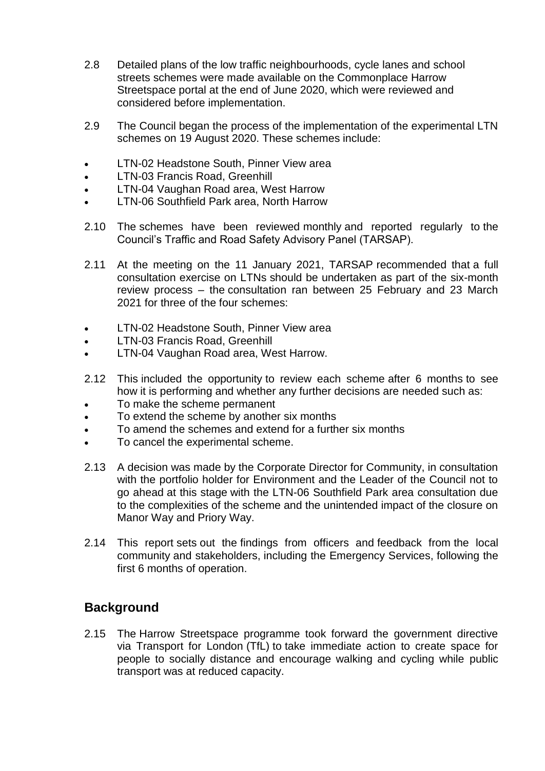2.8 Detailed plans of the low traffic neighbourhoods, cycle lanes and school streets schemes were made available on the Commonplace Harrow Streetspace portal at the end of June 2020, which were reviewed and considered before implementation.

2.9 The Council began the process of the implementation of the experimental LTN schemes on 19 August 2020. These schemes include:

- LTN-02 Headstone South, Pinner View area
- LTN-03 Francis Road, Greenhill
- LTN-04 Vaughan Road area, West Harrow
- LTN-06 Southfield Park area, North Harrow

2.10 The schemes have been reviewed monthly and reported regularly to the Council's Traffic and Road Safety Advisory Panel (TARSAP).

2.11 At the meeting on the 11 January 2021, TARSAP recommended that a full consultation exercise on LTNs should be undertaken as part of the six-month review process – the consultation ran between 25 February and 23 March 2021 for three of the four schemes:

- LTN-02 Headstone South, Pinner View area
- LTN-03 Francis Road, Greenhill
- LTN-04 Vaughan Road area, West Harrow.

2.12 This included the opportunity to review each scheme after 6 months to see how it is performing and whether any further decisions are needed such as:

- To make the scheme permanent
- To extend the scheme by another six months
- To amend the schemes and extend for a further six months
- To cancel the experimental scheme.

2.13 A decision was made by the Corporate Director for Community, in consultation with the portfolio holder for Environment and the Leader of the Council not to go ahead at this stage with the LTN-06 Southfield Park area consultation due to the complexities of the scheme and the unintended impact of the closure on Manor Way and Priory Way.

2.14 This report sets out the findings from officers and feedback from the local community and stakeholders, including the Emergency Services, following the first 6 months of operation.

## Background

2.15 The Harrow Streetspace programme took forward the government directive via Transport for London (TfL) to take immediate action to create space for people to socially distance and encourage walking and cycling while public transport was at reduced capacity.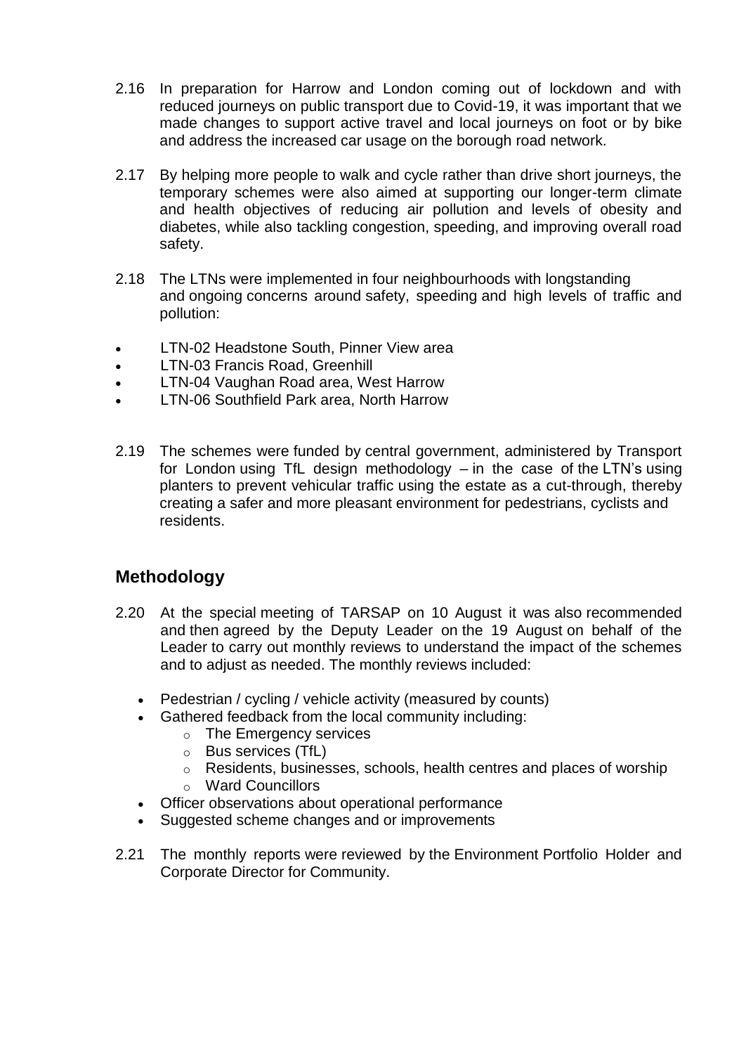2.16 In preparation for Harrow and London coming out of lockdown and with reduced journeys on public transport due to Covid-19, it was important that we made changes to support active travel and local journeys on foot or by bike and address the increased car usage on the borough road network.

2.17 By helping more people to walk and cycle rather than drive short journeys, the temporary schemes were also aimed at supporting our longer-term climate and health objectives of reducing air pollution and levels of obesity and diabetes, while also tackling congestion, speeding, and improving overall road safety.

2.18 The LTNs were implemented in four neighbourhoods with longstanding and ongoing concerns around safety, speeding and high levels of traffic and pollution:

- LTN-02 Headstone South, Pinner View area
- LTN-03 Francis Road, Greenhill
- LTN-04 Vaughan Road area, West Harrow
- LTN-06 Southfield Park area, North Harrow

2.19 The schemes were funded by central government, administered by Transport for London using TfL design methodology – in the case of the LTN's using planters to prevent vehicular traffic using the estate as a cut-through, thereby creating a safer and more pleasant environment for pedestrians, cyclists and residents.

## Methodology

2.20 At the special meeting of TARSAP on 10 August it was also recommended and then agreed by the Deputy Leader on the 19 August on behalf of the Leader to carry out monthly reviews to understand the impact of the schemes and to adjust as needed. The monthly reviews included:

- Pedestrian / cycling / vehicle activity (measured by counts)
- Gathered feedback from the local community including:
  - The Emergency services
  - Bus services (TfL)
  - Residents, businesses, schools, health centres and places of worship
  - Ward Councillors
- Officer observations about operational performance
- Suggested scheme changes and or improvements

2.21 The monthly reports were reviewed by the Environment Portfolio Holder and Corporate Director for Community.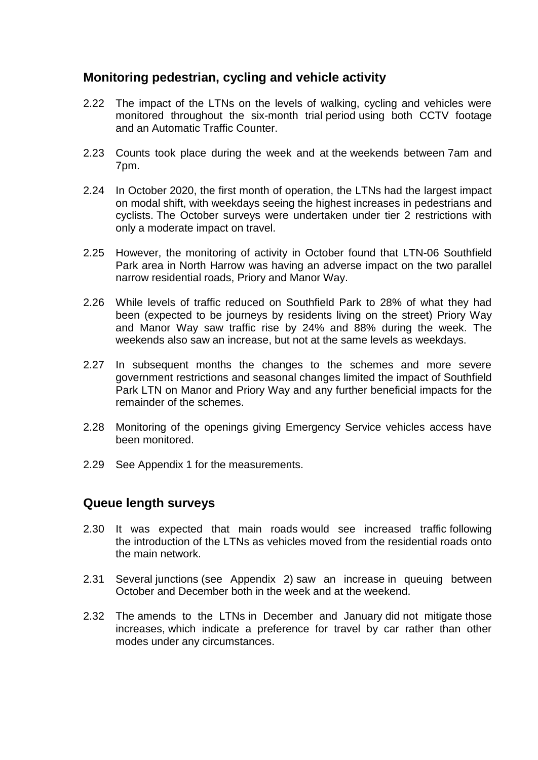## Monitoring pedestrian, cycling and vehicle activity

2.22 The impact of the LTNs on the levels of walking, cycling and vehicles were monitored throughout the six-month trial period using both CCTV footage and an Automatic Traffic Counter.

2.23 Counts took place during the week and at the weekends between 7am and 7pm.

2.24 In October 2020, the first month of operation, the LTNs had the largest impact on modal shift, with weekdays seeing the highest increases in pedestrians and cyclists. The October surveys were undertaken under tier 2 restrictions with only a moderate impact on travel.

2.25 However, the monitoring of activity in October found that LTN-06 Southfield Park area in North Harrow was having an adverse impact on the two parallel narrow residential roads, Priory and Manor Way.

2.26 While levels of traffic reduced on Southfield Park to 28% of what they had been (expected to be journeys by residents living on the street) Priory Way and Manor Way saw traffic rise by 24% and 88% during the week. The weekends also saw an increase, but not at the same levels as weekdays.

2.27 In subsequent months the changes to the schemes and more severe government restrictions and seasonal changes limited the impact of Southfield Park LTN on Manor and Priory Way and any further beneficial impacts for the remainder of the schemes.

2.28 Monitoring of the openings giving Emergency Service vehicles access have been monitored.

2.29 See Appendix 1 for the measurements.

## Queue length surveys

2.30 It was expected that main roads would see increased traffic following the introduction of the LTNs as vehicles moved from the residential roads onto the main network.

2.31 Several junctions (see Appendix 2) saw an increase in queuing between October and December both in the week and at the weekend.

2.32 The amends to the LTNs in December and January did not mitigate those increases, which indicate a preference for travel by car rather than other modes under any circumstances.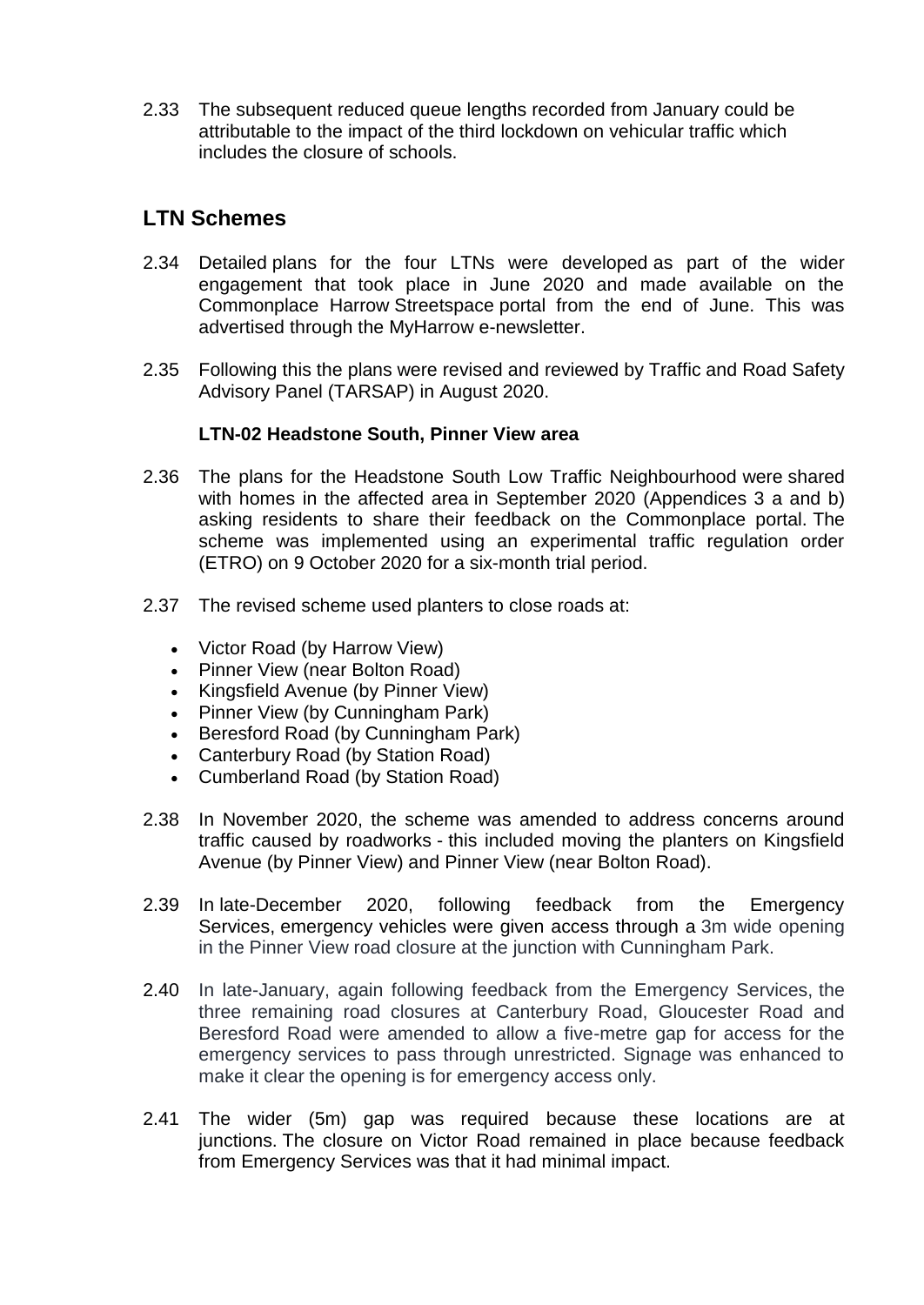2.33 The subsequent reduced queue lengths recorded from January could be attributable to the impact of the third lockdown on vehicular traffic which includes the closure of schools.

## LTN Schemes

2.34 Detailed plans for the four LTNs were developed as part of the wider engagement that took place in June 2020 and made available on the Commonplace Harrow Streetspace portal from the end of June. This was advertised through the MyHarrow e-newsletter.

2.35 Following this the plans were revised and reviewed by Traffic and Road Safety Advisory Panel (TARSAP) in August 2020.

**LTN-02 Headstone South, Pinner View area**

2.36 The plans for the Headstone South Low Traffic Neighbourhood were shared with homes in the affected area in September 2020 (Appendices 3 a and b) asking residents to share their feedback on the Commonplace portal. The scheme was implemented using an experimental traffic regulation order (ETRO) on 9 October 2020 for a six-month trial period.

2.37 The revised scheme used planters to close roads at:

- Victor Road (by Harrow View)
- Pinner View (near Bolton Road)
- Kingsfield Avenue (by Pinner View)
- Pinner View (by Cunningham Park)
- Beresford Road (by Cunningham Park)
- Canterbury Road (by Station Road)
- Cumberland Road (by Station Road)

2.38 In November 2020, the scheme was amended to address concerns around traffic caused by roadworks - this included moving the planters on Kingsfield Avenue (by Pinner View) and Pinner View (near Bolton Road).

2.39 In late-December 2020, following feedback from the Emergency Services, emergency vehicles were given access through a 3m wide opening in the Pinner View road closure at the junction with Cunningham Park.

2.40 In late-January, again following feedback from the Emergency Services, the three remaining road closures at Canterbury Road, Gloucester Road and Beresford Road were amended to allow a five-metre gap for access for the emergency services to pass through unrestricted. Signage was enhanced to make it clear the opening is for emergency access only.

2.41 The wider (5m) gap was required because these locations are at junctions. The closure on Victor Road remained in place because feedback from Emergency Services was that it had minimal impact.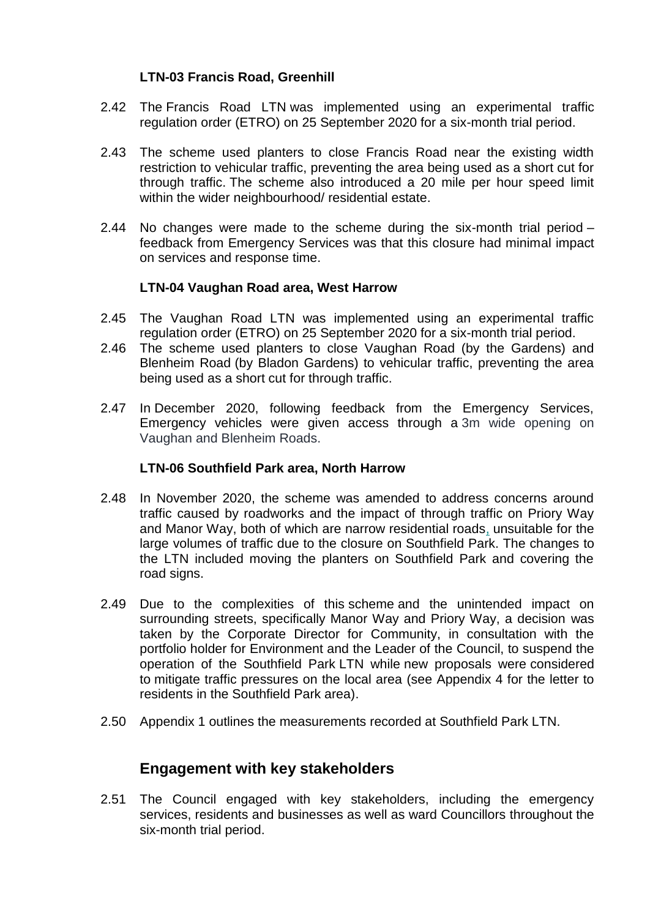### LTN-03 Francis Road, Greenhill

2.42 The Francis Road LTN was implemented using an experimental traffic regulation order (ETRO) on 25 September 2020 for a six-month trial period.

2.43 The scheme used planters to close Francis Road near the existing width restriction to vehicular traffic, preventing the area being used as a short cut for through traffic. The scheme also introduced a 20 mile per hour speed limit within the wider neighbourhood/ residential estate.

2.44 No changes were made to the scheme during the six-month trial period – feedback from Emergency Services was that this closure had minimal impact on services and response time.

### LTN-04 Vaughan Road area, West Harrow

2.45 The Vaughan Road LTN was implemented using an experimental traffic regulation order (ETRO) on 25 September 2020 for a six-month trial period.

2.46 The scheme used planters to close Vaughan Road (by the Gardens) and Blenheim Road (by Bladon Gardens) to vehicular traffic, preventing the area being used as a short cut for through traffic.

2.47 In December 2020, following feedback from the Emergency Services, Emergency vehicles were given access through a 3m wide opening on Vaughan and Blenheim Roads.

### LTN-06 Southfield Park area, North Harrow

2.48 In November 2020, the scheme was amended to address concerns around traffic caused by roadworks and the impact of through traffic on Priory Way and Manor Way, both of which are narrow residential roads, unsuitable for the large volumes of traffic due to the closure on Southfield Park. The changes to the LTN included moving the planters on Southfield Park and covering the road signs.

2.49 Due to the complexities of this scheme and the unintended impact on surrounding streets, specifically Manor Way and Priory Way, a decision was taken by the Corporate Director for Community, in consultation with the portfolio holder for Environment and the Leader of the Council, to suspend the operation of the Southfield Park LTN while new proposals were considered to mitigate traffic pressures on the local area (see Appendix 4 for the letter to residents in the Southfield Park area).

2.50 Appendix 1 outlines the measurements recorded at Southfield Park LTN.

## Engagement with key stakeholders

2.51 The Council engaged with key stakeholders, including the emergency services, residents and businesses as well as ward Councillors throughout the six-month trial period.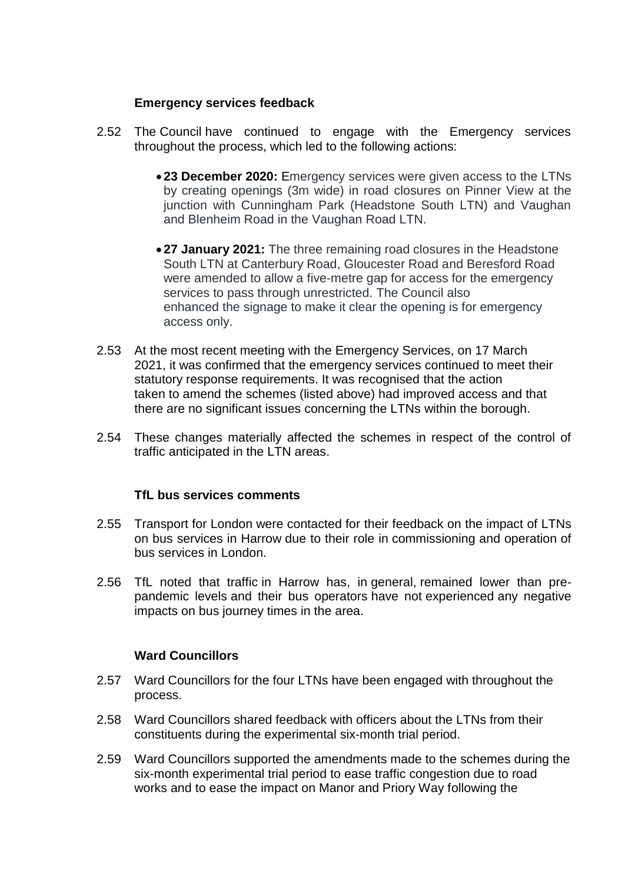### Emergency services feedback

2.52 The Council have continued to engage with the Emergency services throughout the process, which led to the following actions:

- **23 December 2020:** Emergency services were given access to the LTNs by creating openings (3m wide) in road closures on Pinner View at the junction with Cunningham Park (Headstone South LTN) and Vaughan and Blenheim Road in the Vaughan Road LTN.

- **27 January 2021:** The three remaining road closures in the Headstone South LTN at Canterbury Road, Gloucester Road and Beresford Road were amended to allow a five-metre gap for access for the emergency services to pass through unrestricted. The Council also enhanced the signage to make it clear the opening is for emergency access only.

2.53 At the most recent meeting with the Emergency Services, on 17 March 2021, it was confirmed that the emergency services continued to meet their statutory response requirements. It was recognised that the action taken to amend the schemes (listed above) had improved access and that there are no significant issues concerning the LTNs within the borough.

2.54 These changes materially affected the schemes in respect of the control of traffic anticipated in the LTN areas.

### TfL bus services comments

2.55 Transport for London were contacted for their feedback on the impact of LTNs on bus services in Harrow due to their role in commissioning and operation of bus services in London.

2.56 TfL noted that traffic in Harrow has, in general, remained lower than pre-pandemic levels and their bus operators have not experienced any negative impacts on bus journey times in the area.

### Ward Councillors

2.57 Ward Councillors for the four LTNs have been engaged with throughout the process.

2.58 Ward Councillors shared feedback with officers about the LTNs from their constituents during the experimental six-month trial period.

2.59 Ward Councillors supported the amendments made to the schemes during the six-month experimental trial period to ease traffic congestion due to road works and to ease the impact on Manor and Priory Way following the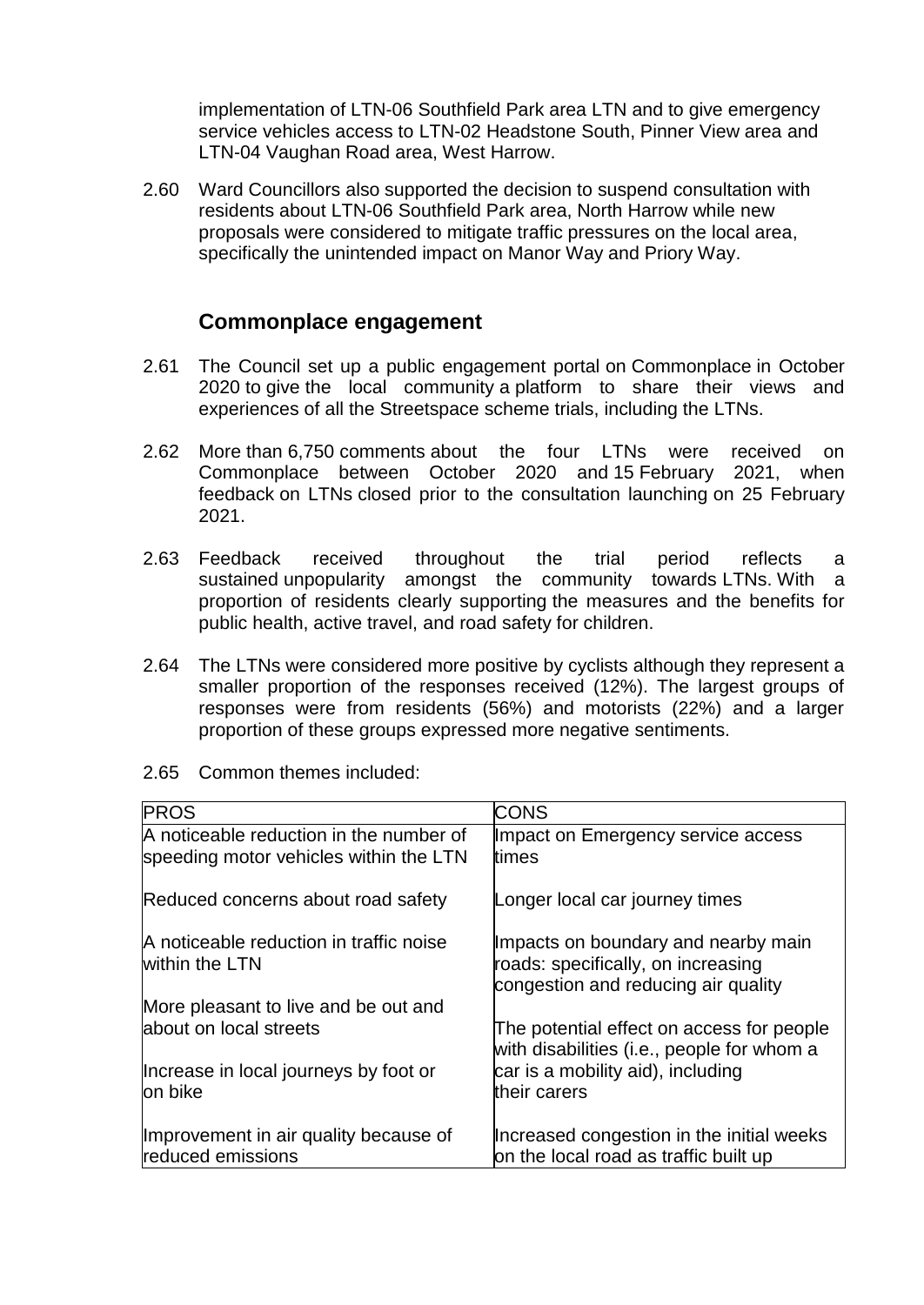implementation of LTN-06 Southfield Park area LTN and to give emergency service vehicles access to LTN-02 Headstone South, Pinner View area and LTN-04 Vaughan Road area, West Harrow.

2.60 Ward Councillors also supported the decision to suspend consultation with residents about LTN-06 Southfield Park area, North Harrow while new proposals were considered to mitigate traffic pressures on the local area, specifically the unintended impact on Manor Way and Priory Way.

## Commonplace engagement

2.61 The Council set up a public engagement portal on Commonplace in October 2020 to give the local community a platform to share their views and experiences of all the Streetspace scheme trials, including the LTNs.

2.62 More than 6,750 comments about the four LTNs were received on Commonplace between October 2020 and 15 February 2021, when feedback on LTNs closed prior to the consultation launching on 25 February 2021.

2.63 Feedback received throughout the trial period reflects a sustained unpopularity amongst the community towards LTNs. With a proportion of residents clearly supporting the measures and the benefits for public health, active travel, and road safety for children.

2.64 The LTNs were considered more positive by cyclists although they represent a smaller proportion of the responses received (12%). The largest groups of responses were from residents (56%) and motorists (22%) and a larger proportion of these groups expressed more negative sentiments.

2.65 Common themes included:

| PROS | CONS |
|---|---|
| A noticeable reduction in the number of speeding motor vehicles within the LTN | Impact on Emergency service access times |
| Reduced concerns about road safety | Longer local car journey times |
| A noticeable reduction in traffic noise within the LTN | Impacts on boundary and nearby main roads: specifically, on increasing congestion and reducing air quality |
| More pleasant to live and be out and about on local streets | The potential effect on access for people with disabilities (i.e., people for whom a car is a mobility aid), including their carers |
| Increase in local journeys by foot or on bike | |
| Improvement in air quality because of reduced emissions | Increased congestion in the initial weeks on the local road as traffic built up |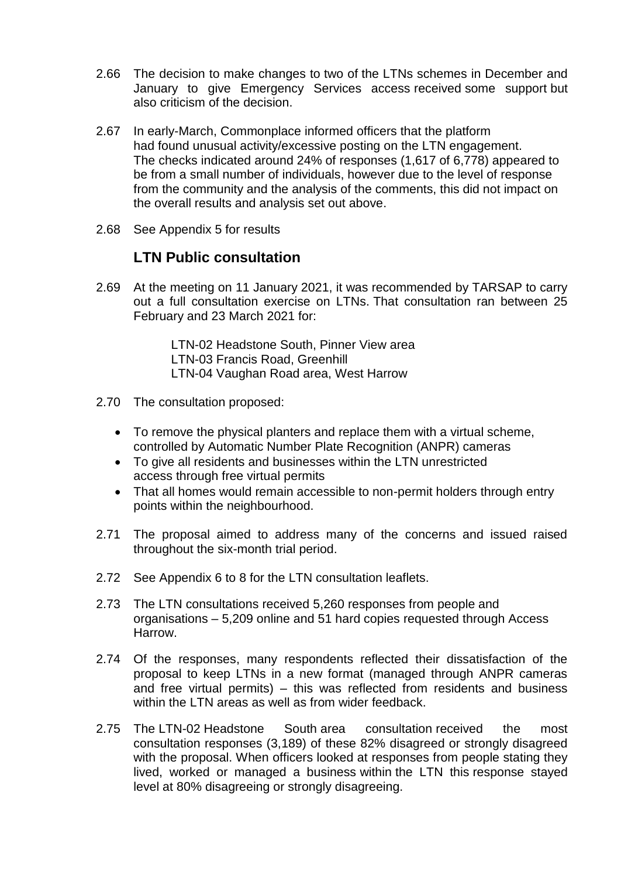2.66 The decision to make changes to two of the LTNs schemes in December and January to give Emergency Services access received some support but also criticism of the decision.

2.67 In early-March, Commonplace informed officers that the platform had found unusual activity/excessive posting on the LTN engagement. The checks indicated around 24% of responses (1,617 of 6,778) appeared to be from a small number of individuals, however due to the level of response from the community and the analysis of the comments, this did not impact on the overall results and analysis set out above.

2.68 See Appendix 5 for results

## LTN Public consultation

2.69 At the meeting on 11 January 2021, it was recommended by TARSAP to carry out a full consultation exercise on LTNs. That consultation ran between 25 February and 23 March 2021 for:

LTN-02 Headstone South, Pinner View area
LTN-03 Francis Road, Greenhill
LTN-04 Vaughan Road area, West Harrow

2.70 The consultation proposed:

- To remove the physical planters and replace them with a virtual scheme, controlled by Automatic Number Plate Recognition (ANPR) cameras
- To give all residents and businesses within the LTN unrestricted access through free virtual permits
- That all homes would remain accessible to non-permit holders through entry points within the neighbourhood.

2.71 The proposal aimed to address many of the concerns and issued raised throughout the six-month trial period.

2.72 See Appendix 6 to 8 for the LTN consultation leaflets.

2.73 The LTN consultations received 5,260 responses from people and organisations – 5,209 online and 51 hard copies requested through Access Harrow.

2.74 Of the responses, many respondents reflected their dissatisfaction of the proposal to keep LTNs in a new format (managed through ANPR cameras and free virtual permits) – this was reflected from residents and business within the LTN areas as well as from wider feedback.

2.75 The LTN-02 Headstone South area consultation received the most consultation responses (3,189) of these 82% disagreed or strongly disagreed with the proposal. When officers looked at responses from people stating they lived, worked or managed a business within the LTN this response stayed level at 80% disagreeing or strongly disagreeing.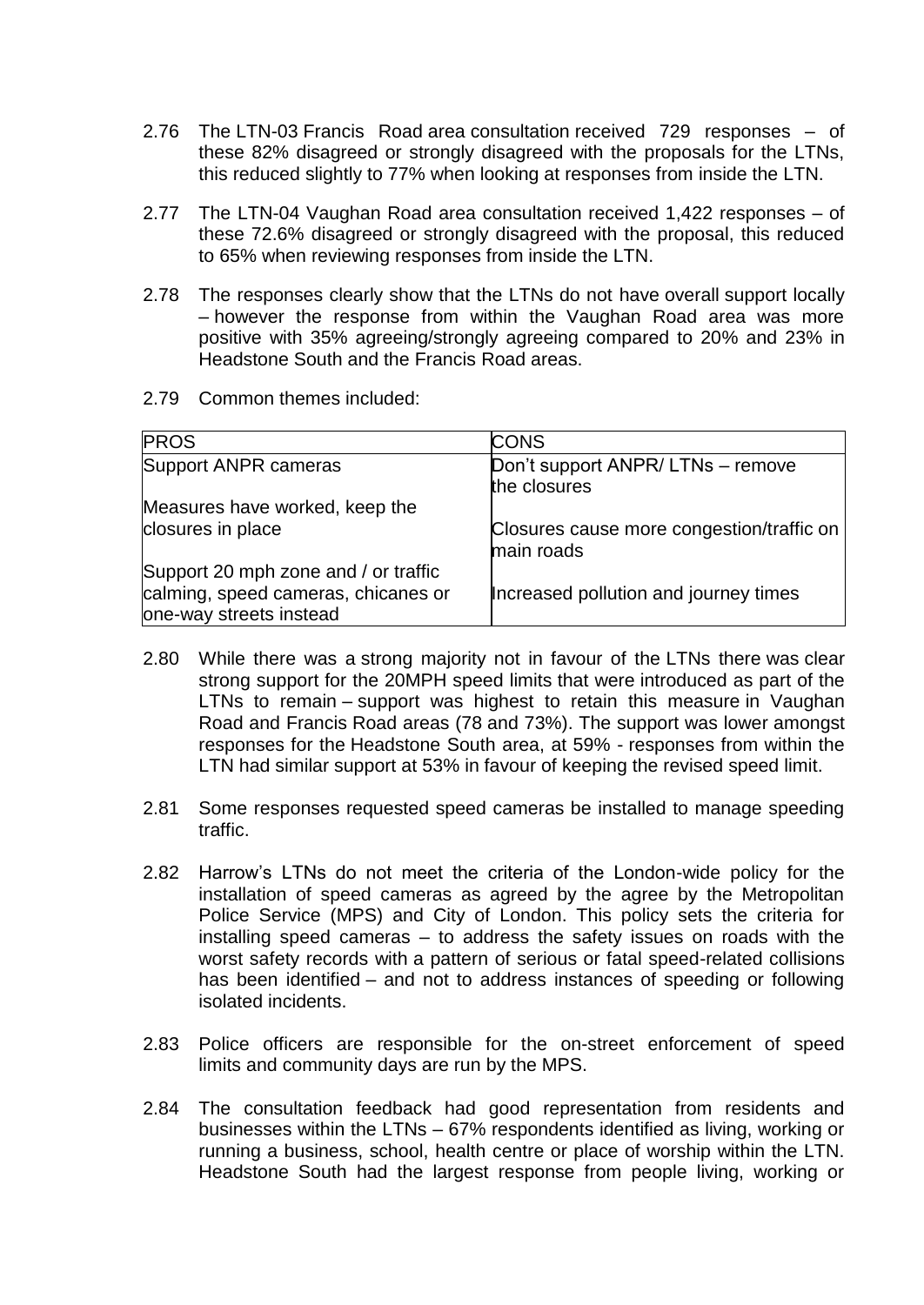2.76 The LTN-03 Francis Road area consultation received 729 responses – of these 82% disagreed or strongly disagreed with the proposals for the LTNs, this reduced slightly to 77% when looking at responses from inside the LTN.

2.77 The LTN-04 Vaughan Road area consultation received 1,422 responses – of these 72.6% disagreed or strongly disagreed with the proposal, this reduced to 65% when reviewing responses from inside the LTN.

2.78 The responses clearly show that the LTNs do not have overall support locally – however the response from within the Vaughan Road area was more positive with 35% agreeing/strongly agreeing compared to 20% and 23% in Headstone South and the Francis Road areas.

2.79 Common themes included:

| PROS | CONS |
|---|---|
| Support ANPR cameras<br><br>Measures have worked, keep the closures in place<br><br>Support 20 mph zone and / or traffic calming, speed cameras, chicanes or one-way streets instead | Don't support ANPR/ LTNs – remove the closures<br><br>Closures cause more congestion/traffic on main roads<br><br>Increased pollution and journey times |

2.80 While there was a strong majority not in favour of the LTNs there was clear strong support for the 20MPH speed limits that were introduced as part of the LTNs to remain – support was highest to retain this measure in Vaughan Road and Francis Road areas (78 and 73%). The support was lower amongst responses for the Headstone South area, at 59% - responses from within the LTN had similar support at 53% in favour of keeping the revised speed limit.

2.81 Some responses requested speed cameras be installed to manage speeding traffic.

2.82 Harrow's LTNs do not meet the criteria of the London-wide policy for the installation of speed cameras as agreed by the agree by the Metropolitan Police Service (MPS) and City of London. This policy sets the criteria for installing speed cameras – to address the safety issues on roads with the worst safety records with a pattern of serious or fatal speed-related collisions has been identified – and not to address instances of speeding or following isolated incidents.

2.83 Police officers are responsible for the on-street enforcement of speed limits and community days are run by the MPS.

2.84 The consultation feedback had good representation from residents and businesses within the LTNs – 67% respondents identified as living, working or running a business, school, health centre or place of worship within the LTN. Headstone South had the largest response from people living, working or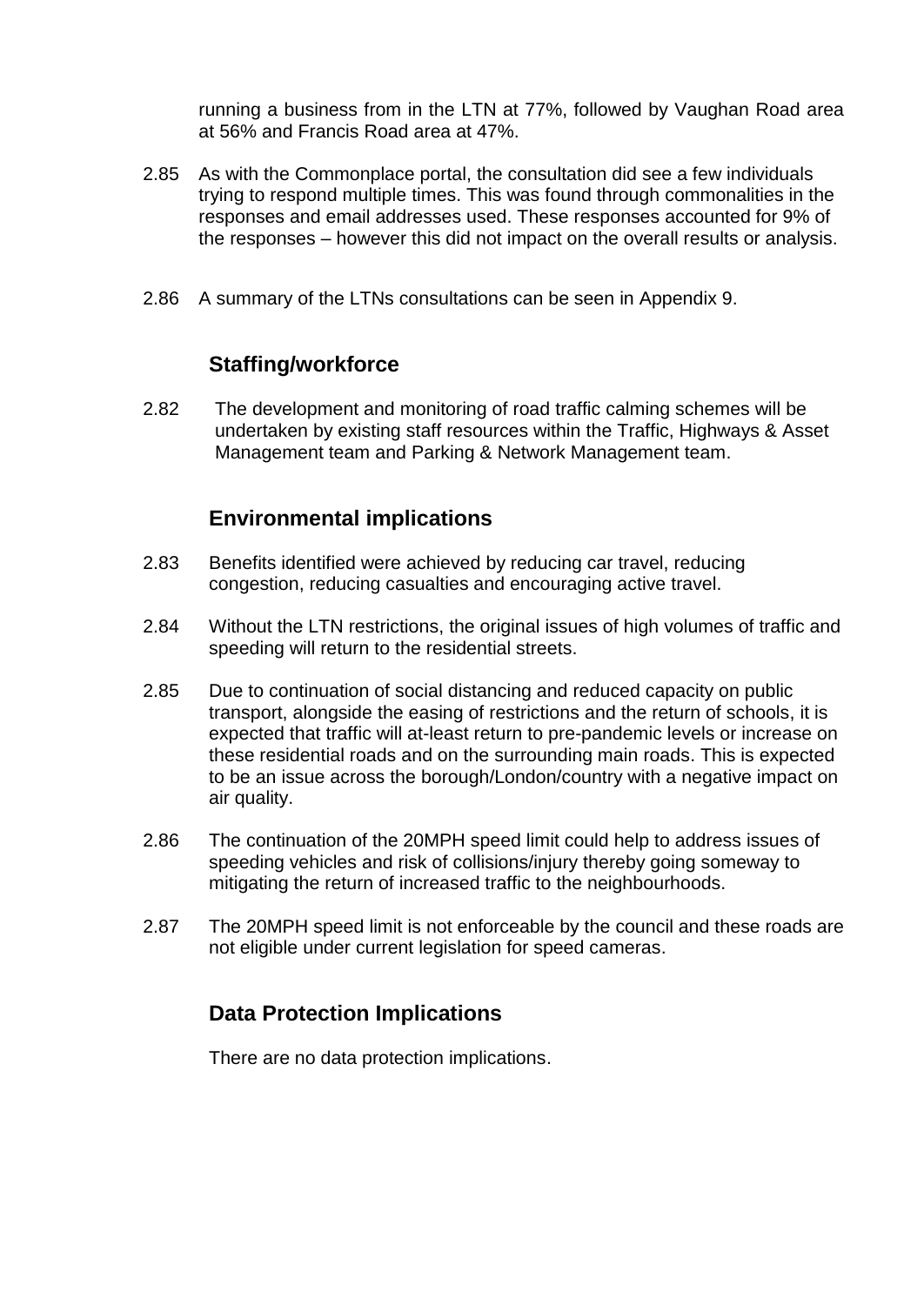running a business from in the LTN at 77%, followed by Vaughan Road area at 56% and Francis Road area at 47%.

2.85 As with the Commonplace portal, the consultation did see a few individuals trying to respond multiple times. This was found through commonalities in the responses and email addresses used. These responses accounted for 9% of the responses – however this did not impact on the overall results or analysis.

2.86 A summary of the LTNs consultations can be seen in Appendix 9.

## Staffing/workforce

2.82 The development and monitoring of road traffic calming schemes will be undertaken by existing staff resources within the Traffic, Highways & Asset Management team and Parking & Network Management team.

## Environmental implications

2.83 Benefits identified were achieved by reducing car travel, reducing congestion, reducing casualties and encouraging active travel.

2.84 Without the LTN restrictions, the original issues of high volumes of traffic and speeding will return to the residential streets.

2.85 Due to continuation of social distancing and reduced capacity on public transport, alongside the easing of restrictions and the return of schools, it is expected that traffic will at-least return to pre-pandemic levels or increase on these residential roads and on the surrounding main roads. This is expected to be an issue across the borough/London/country with a negative impact on air quality.

2.86 The continuation of the 20MPH speed limit could help to address issues of speeding vehicles and risk of collisions/injury thereby going someway to mitigating the return of increased traffic to the neighbourhoods.

2.87 The 20MPH speed limit is not enforceable by the council and these roads are not eligible under current legislation for speed cameras.

## Data Protection Implications

There are no data protection implications.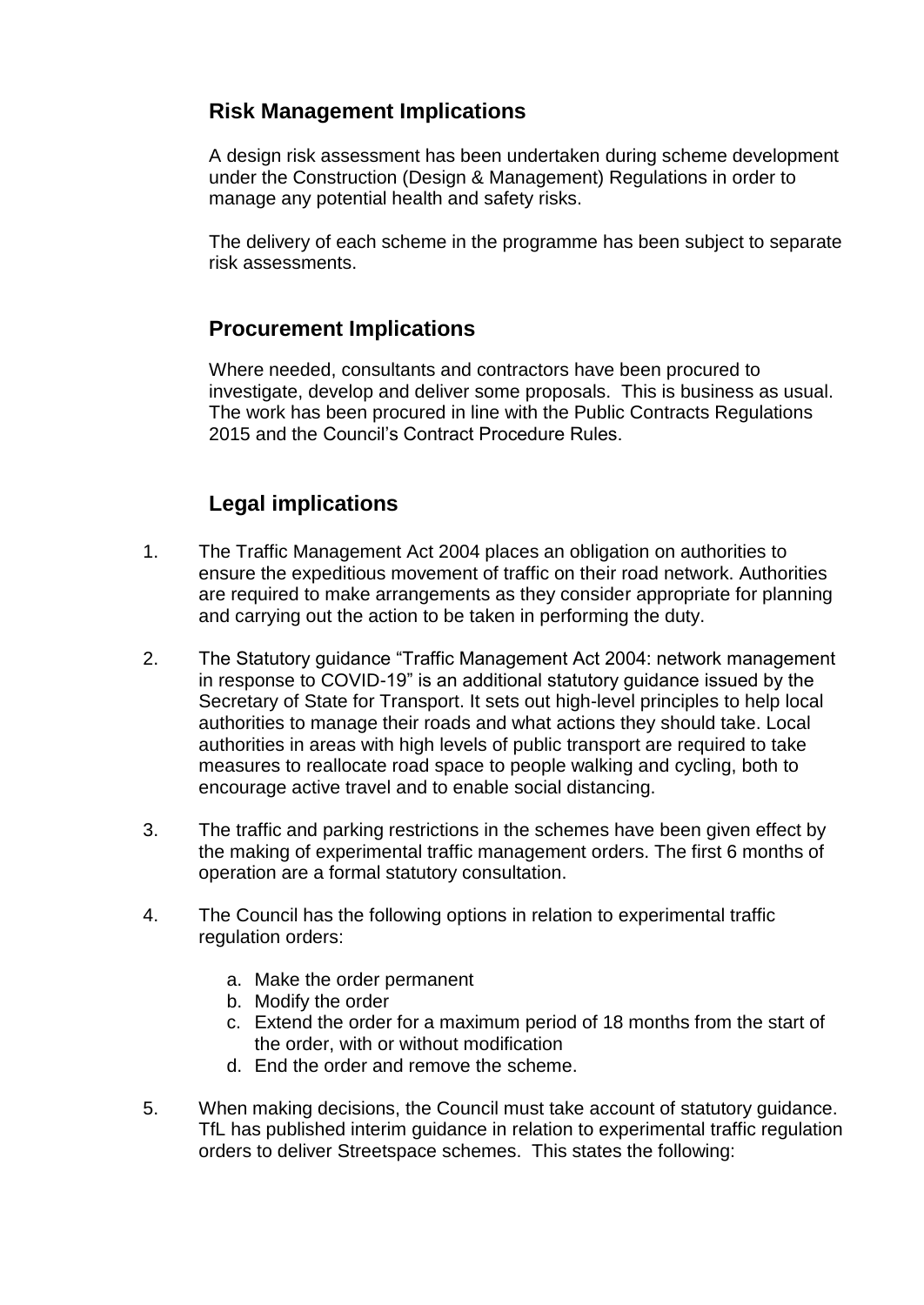## Risk Management Implications

A design risk assessment has been undertaken during scheme development under the Construction (Design & Management) Regulations in order to manage any potential health and safety risks.

The delivery of each scheme in the programme has been subject to separate risk assessments.

## Procurement Implications

Where needed, consultants and contractors have been procured to investigate, develop and deliver some proposals. This is business as usual. The work has been procured in line with the Public Contracts Regulations 2015 and the Council's Contract Procedure Rules.

## Legal implications

1. The Traffic Management Act 2004 places an obligation on authorities to ensure the expeditious movement of traffic on their road network. Authorities are required to make arrangements as they consider appropriate for planning and carrying out the action to be taken in performing the duty.

2. The Statutory guidance "Traffic Management Act 2004: network management in response to COVID-19" is an additional statutory guidance issued by the Secretary of State for Transport. It sets out high-level principles to help local authorities to manage their roads and what actions they should take. Local authorities in areas with high levels of public transport are required to take measures to reallocate road space to people walking and cycling, both to encourage active travel and to enable social distancing.

3. The traffic and parking restrictions in the schemes have been given effect by the making of experimental traffic management orders. The first 6 months of operation are a formal statutory consultation.

4. The Council has the following options in relation to experimental traffic regulation orders:

   a. Make the order permanent
   b. Modify the order
   c. Extend the order for a maximum period of 18 months from the start of the order, with or without modification
   d. End the order and remove the scheme.

5. When making decisions, the Council must take account of statutory guidance. TfL has published interim guidance in relation to experimental traffic regulation orders to deliver Streetspace schemes. This states the following: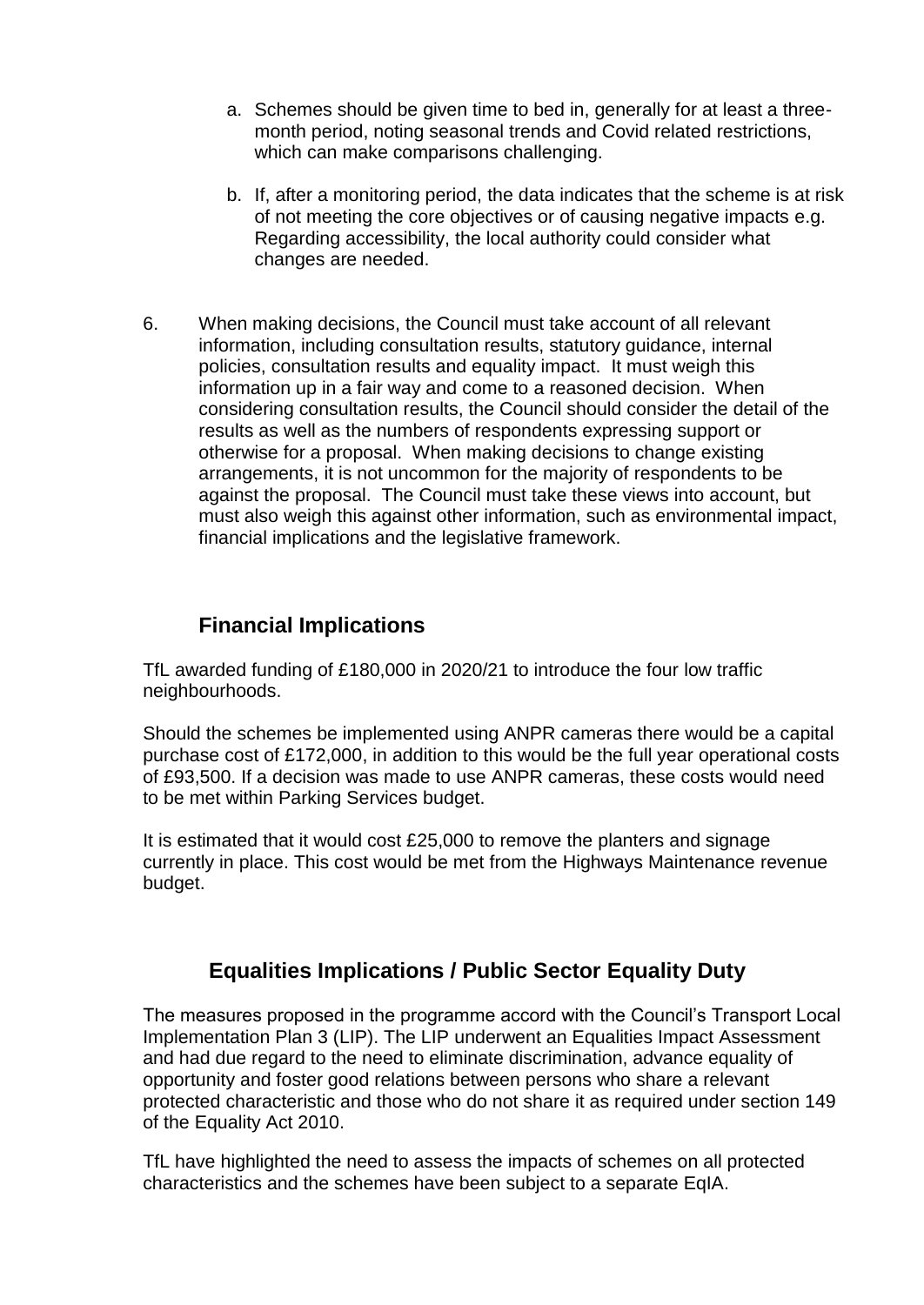a. Schemes should be given time to bed in, generally for at least a three-month period, noting seasonal trends and Covid related restrictions, which can make comparisons challenging.

b. If, after a monitoring period, the data indicates that the scheme is at risk of not meeting the core objectives or of causing negative impacts e.g. Regarding accessibility, the local authority could consider what changes are needed.

6. When making decisions, the Council must take account of all relevant information, including consultation results, statutory guidance, internal policies, consultation results and equality impact. It must weigh this information up in a fair way and come to a reasoned decision. When considering consultation results, the Council should consider the detail of the results as well as the numbers of respondents expressing support or otherwise for a proposal. When making decisions to change existing arrangements, it is not uncommon for the majority of respondents to be against the proposal. The Council must take these views into account, but must also weigh this against other information, such as environmental impact, financial implications and the legislative framework.

## Financial Implications

TfL awarded funding of £180,000 in 2020/21 to introduce the four low traffic neighbourhoods.

Should the schemes be implemented using ANPR cameras there would be a capital purchase cost of £172,000, in addition to this would be the full year operational costs of £93,500. If a decision was made to use ANPR cameras, these costs would need to be met within Parking Services budget.

It is estimated that it would cost £25,000 to remove the planters and signage currently in place. This cost would be met from the Highways Maintenance revenue budget.

## Equalities Implications / Public Sector Equality Duty

The measures proposed in the programme accord with the Council's Transport Local Implementation Plan 3 (LIP). The LIP underwent an Equalities Impact Assessment and had due regard to the need to eliminate discrimination, advance equality of opportunity and foster good relations between persons who share a relevant protected characteristic and those who do not share it as required under section 149 of the Equality Act 2010.

TfL have highlighted the need to assess the impacts of schemes on all protected characteristics and the schemes have been subject to a separate EqIA.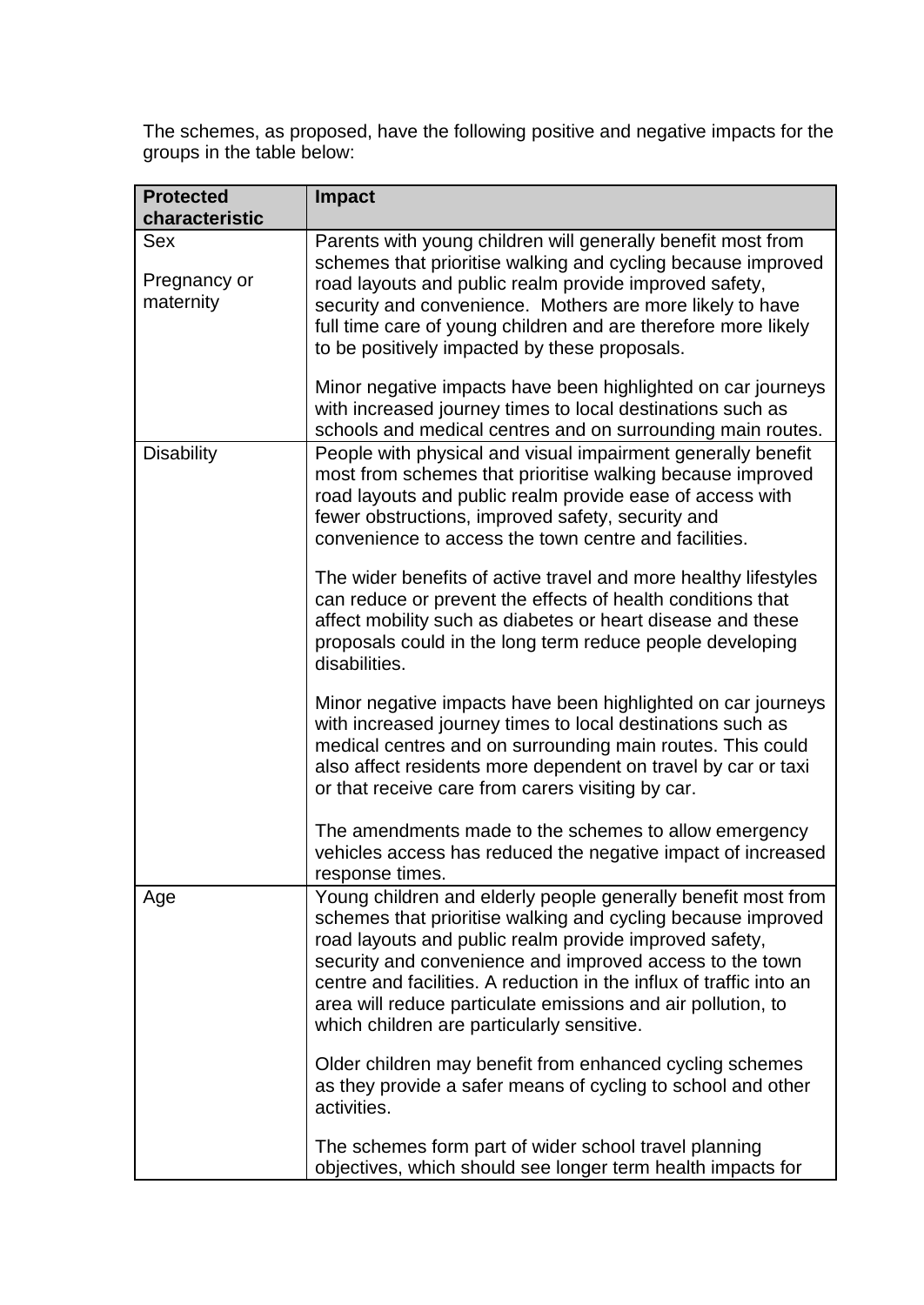The schemes, as proposed, have the following positive and negative impacts for the groups in the table below:

| Protected characteristic | Impact |
|---|---|
| Sex<br><br>Pregnancy or maternity | Parents with young children will generally benefit most from schemes that prioritise walking and cycling because improved road layouts and public realm provide improved safety, security and convenience. Mothers are more likely to have full time care of young children and are therefore more likely to be positively impacted by these proposals.<br><br>Minor negative impacts have been highlighted on car journeys with increased journey times to local destinations such as schools and medical centres and on surrounding main routes. |
| Disability | People with physical and visual impairment generally benefit most from schemes that prioritise walking because improved road layouts and public realm provide ease of access with fewer obstructions, improved safety, security and convenience to access the town centre and facilities.<br><br>The wider benefits of active travel and more healthy lifestyles can reduce or prevent the effects of health conditions that affect mobility such as diabetes or heart disease and these proposals could in the long term reduce people developing disabilities.<br><br>Minor negative impacts have been highlighted on car journeys with increased journey times to local destinations such as medical centres and on surrounding main routes. This could also affect residents more dependent on travel by car or taxi or that receive care from carers visiting by car.<br><br>The amendments made to the schemes to allow emergency vehicles access has reduced the negative impact of increased response times. |
| Age | Young children and elderly people generally benefit most from schemes that prioritise walking and cycling because improved road layouts and public realm provide improved safety, security and convenience and improved access to the town centre and facilities. A reduction in the influx of traffic into an area will reduce particulate emissions and air pollution, to which children are particularly sensitive.<br><br>Older children may benefit from enhanced cycling schemes as they provide a safer means of cycling to school and other activities.<br><br>The schemes form part of wider school travel planning objectives, which should see longer term health impacts for |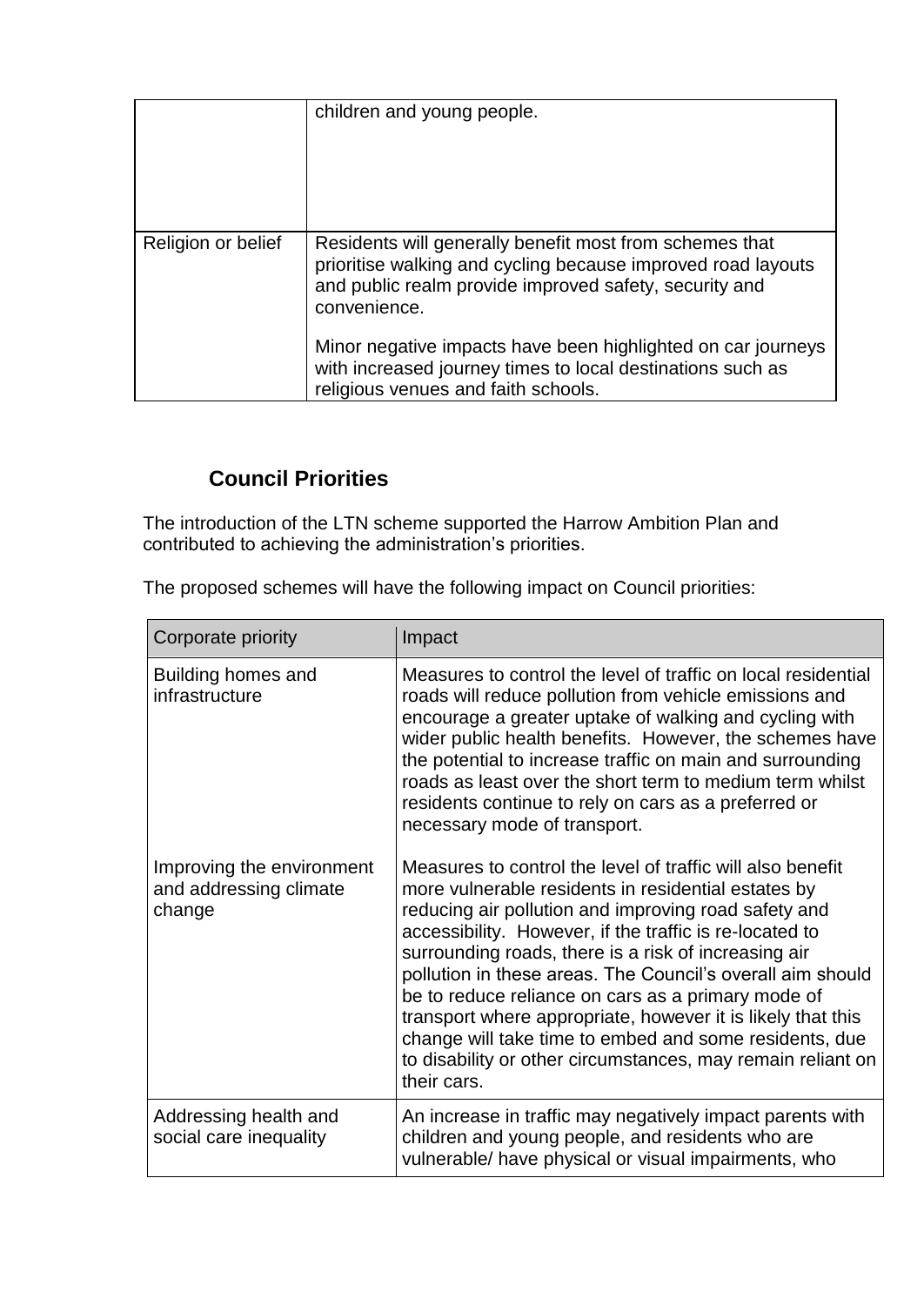| | |
|---|---|
| | children and young people. |
| Religion or belief | Residents will generally benefit most from schemes that prioritise walking and cycling because improved road layouts and public realm provide improved safety, security and convenience.<br><br>Minor negative impacts have been highlighted on car journeys with increased journey times to local destinations such as religious venues and faith schools. |

## Council Priorities

The introduction of the LTN scheme supported the Harrow Ambition Plan and contributed to achieving the administration's priorities.

The proposed schemes will have the following impact on Council priorities:

| Corporate priority | Impact |
|---|---|
| Building homes and infrastructure | Measures to control the level of traffic on local residential roads will reduce pollution from vehicle emissions and encourage a greater uptake of walking and cycling with wider public health benefits. However, the schemes have the potential to increase traffic on main and surrounding roads as least over the short term to medium term whilst residents continue to rely on cars as a preferred or necessary mode of transport. |
| Improving the environment and addressing climate change | Measures to control the level of traffic will also benefit more vulnerable residents in residential estates by reducing air pollution and improving road safety and accessibility. However, if the traffic is re-located to surrounding roads, there is a risk of increasing air pollution in these areas. The Council's overall aim should be to reduce reliance on cars as a primary mode of transport where appropriate, however it is likely that this change will take time to embed and some residents, due to disability or other circumstances, may remain reliant on their cars. |
| Addressing health and social care inequality | An increase in traffic may negatively impact parents with children and young people, and residents who are vulnerable/ have physical or visual impairments, who |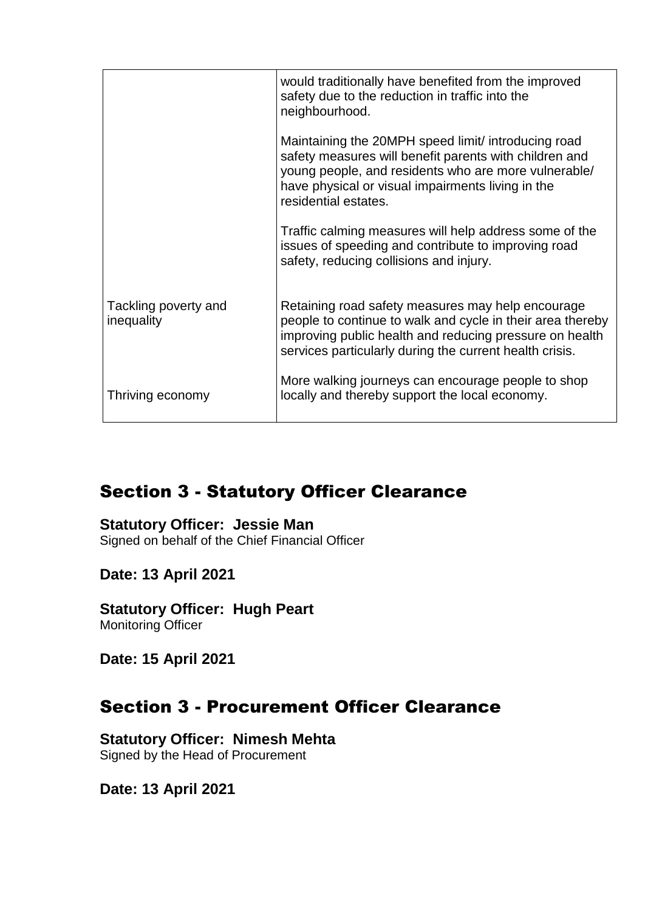| | |
|---|---|
| | would traditionally have benefited from the improved safety due to the reduction in traffic into the neighbourhood.<br><br>Maintaining the 20MPH speed limit/ introducing road safety measures will benefit parents with children and young people, and residents who are more vulnerable/ have physical or visual impairments living in the residential estates.<br><br>Traffic calming measures will help address some of the issues of speeding and contribute to improving road safety, reducing collisions and injury. |
| Tackling poverty and inequality | Retaining road safety measures may help encourage people to continue to walk and cycle in their area thereby improving public health and reducing pressure on health services particularly during the current health crisis. |
| Thriving economy | More walking journeys can encourage people to shop locally and thereby support the local economy. |

## Section 3 - Statutory Officer Clearance

**Statutory Officer: Jessie Man**
Signed on behalf of the Chief Financial Officer

**Date: 13 April 2021**

**Statutory Officer: Hugh Peart**
Monitoring Officer

**Date: 15 April 2021**

## Section 3 - Procurement Officer Clearance

**Statutory Officer: Nimesh Mehta**
Signed by the Head of Procurement

**Date: 13 April 2021**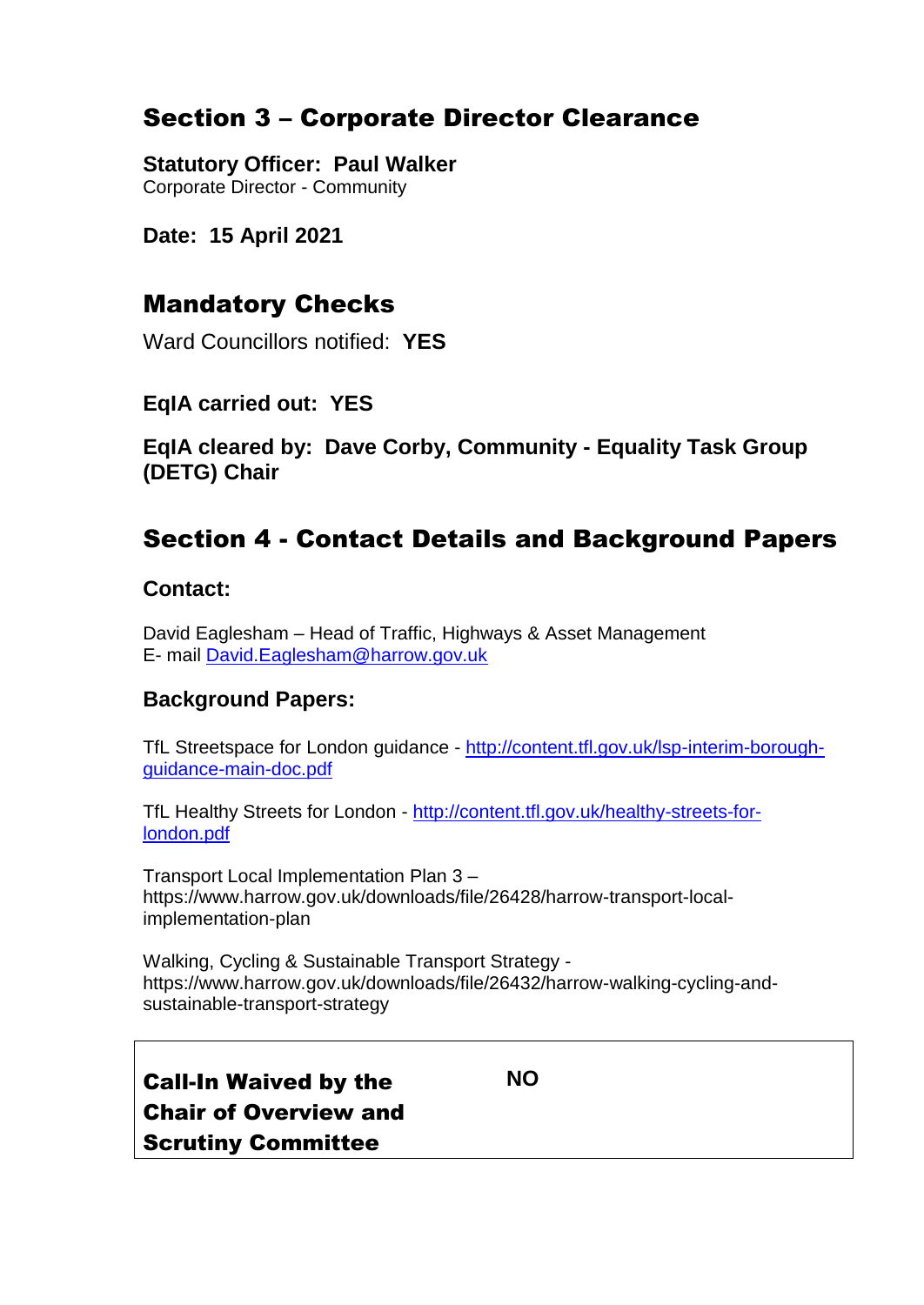## Section 3 – Corporate Director Clearance

**Statutory Officer: Paul Walker**
Corporate Director - Community

**Date: 15 April 2021**

## Mandatory Checks

Ward Councillors notified: **YES**

**EqIA carried out: YES**

**EqIA cleared by: Dave Corby, Community - Equality Task Group (DETG) Chair**

## Section 4 - Contact Details and Background Papers

### Contact:

David Eaglesham – Head of Traffic, Highways & Asset Management
E- mail [David.Eaglesham@harrow.gov.uk](mailto:David.Eaglesham@harrow.gov.uk)

### Background Papers:

TfL Streetspace for London guidance - [http://content.tfl.gov.uk/lsp-interim-borough-guidance-main-doc.pdf](http://content.tfl.gov.uk/lsp-interim-borough-guidance-main-doc.pdf)

TfL Healthy Streets for London - [http://content.tfl.gov.uk/healthy-streets-for-london.pdf](http://content.tfl.gov.uk/healthy-streets-for-london.pdf)

Transport Local Implementation Plan 3 – https://www.harrow.gov.uk/downloads/file/26428/harrow-transport-local-implementation-plan

Walking, Cycling & Sustainable Transport Strategy - https://www.harrow.gov.uk/downloads/file/26432/harrow-walking-cycling-and-sustainable-transport-strategy

| | |
|---|---|
| **Call-In Waived by the Chair of Overview and Scrutiny Committee** | **NO** |